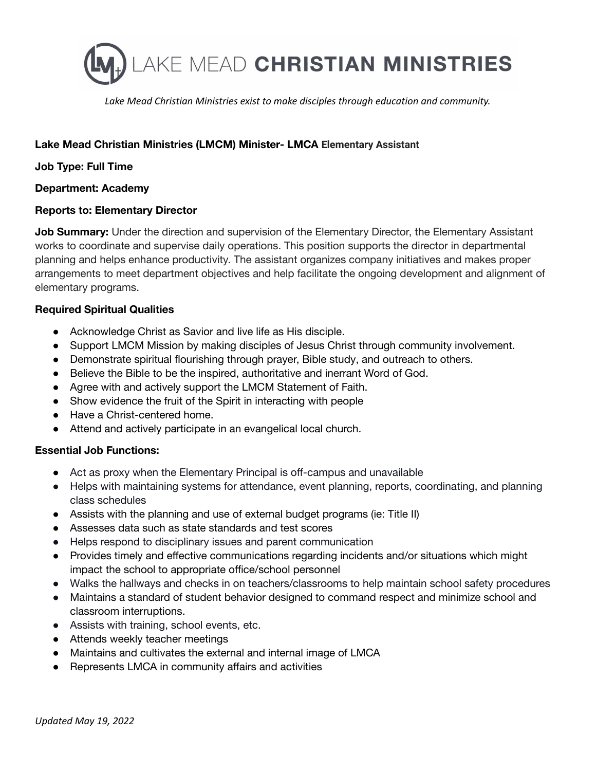# LAKE MEAD **CHRISTIAN MINISTRIES**

*Lake Mead Christian Ministries exist to make disciples through education and community.*

**Lake Mead Christian Ministries (LMCM) Minister- LMCA Elementary Assistant**

**Job Type: Full Time**

**Department: Academy**

**Reports to: Elementary Director**

**Job Summary:** Under the direction and supervision of the Elementary Director, the Elementary Assistant works to coordinate and supervise daily operations. This position supports the director in departmental planning and helps enhance productivity. The assistant organizes company initiatives and makes proper arrangements to meet department objectives and help facilitate the ongoing development and alignment of elementary programs.

**Required Spiritual Qualities**

- Acknowledge Christ as Savior and live life as His disciple.
- Support LMCM Mission by making disciples of Jesus Christ through community involvement.
- Demonstrate spiritual flourishing through prayer, Bible study, and outreach to others.
- Believe the Bible to be the inspired, authoritative and inerrant Word of God.
- Agree with and actively support the LMCM Statement of Faith.
- Show evidence the fruit of the Spirit in interacting with people
- Have a Christ-centered home.
- Attend and actively participate in an evangelical local church.

**Essential Job Functions:**

- Act as proxy when the Elementary Principal is off-campus and unavailable
- Helps with maintaining systems for attendance, event planning, reports, coordinating, and planning class schedules
- Assists with the planning and use of external budget programs (ie: Title II)
- Assesses data such as state standards and test scores
- Helps respond to disciplinary issues and parent communication
- Provides timely and effective communications regarding incidents and/or situations which might impact the school to appropriate office/school personnel
- Walks the hallways and checks in on teachers/classrooms to help maintain school safety procedures
- Maintains a standard of student behavior designed to command respect and minimize school and classroom interruptions.
- Assists with training, school events, etc.
- Attends weekly teacher meetings
- Maintains and cultivates the external and internal image of LMCA
- Represents LMCA in community affairs and activities

*Updated May 19, 2022*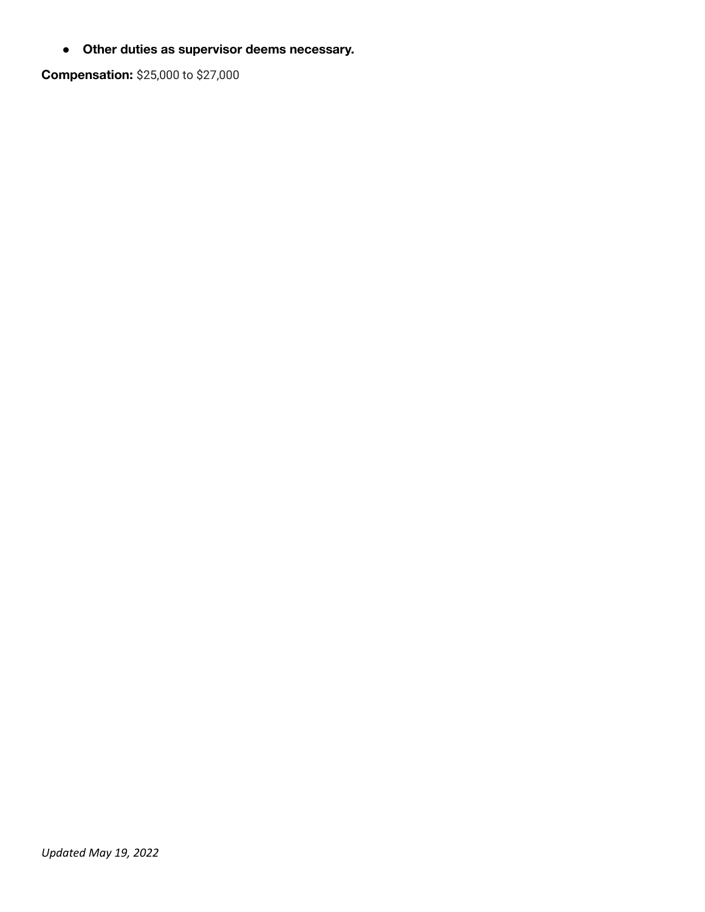- **Other duties as supervisor deems necessary.**

**Compensation:** $25,000 to $27,000

*Updated May 19, 2022*